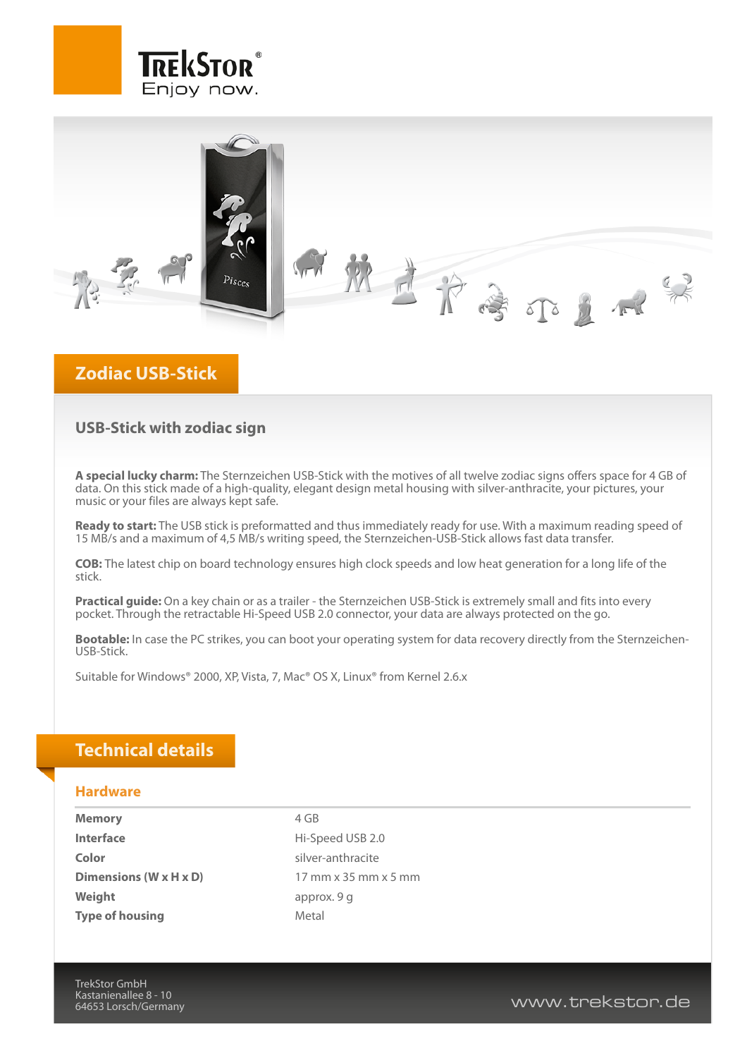TrekStor
Enjoy now.

# Zodiac USB-Stick

## USB-Stick with zodiac sign

**A special lucky charm:** The Sternzeichen USB-Stick with the motives of all twelve zodiac signs offers space for 4 GB of data. On this stick made of a high-quality, elegant design metal housing with silver-anthracite, your pictures, your music or your files are always kept safe.

**Ready to start:** The USB stick is preformatted and thus immediately ready for use. With a maximum reading speed of 15 MB/s and a maximum of 4,5 MB/s writing speed, the Sternzeichen-USB-Stick allows fast data transfer.

**COB:** The latest chip on board technology ensures high clock speeds and low heat generation for a long life of the stick.

**Practical guide:** On a key chain or as a trailer - the Sternzeichen USB-Stick is extremely small and fits into every pocket. Through the retractable Hi-Speed USB 2.0 connector, your data are always protected on the go.

**Bootable:** In case the PC strikes, you can boot your operating system for data recovery directly from the Sternzeichen-USB-Stick.

Suitable for Windows® 2000, XP, Vista, 7, Mac® OS X, Linux® from Kernel 2.6.x

# Technical details

### Hardware

| | |
|---|---|
| **Memory** | 4 GB |
| **Interface** | Hi-Speed USB 2.0 |
| **Color** | silver-anthracite |
| **Dimensions (W x H x D)** | 17 mm x 35 mm x 5 mm |
| **Weight** | approx. 9 g |
| **Type of housing** | Metal |

TrekStor GmbH
Kastanienallee 8 - 10
64653 Lorsch/Germany

www.trekstor.de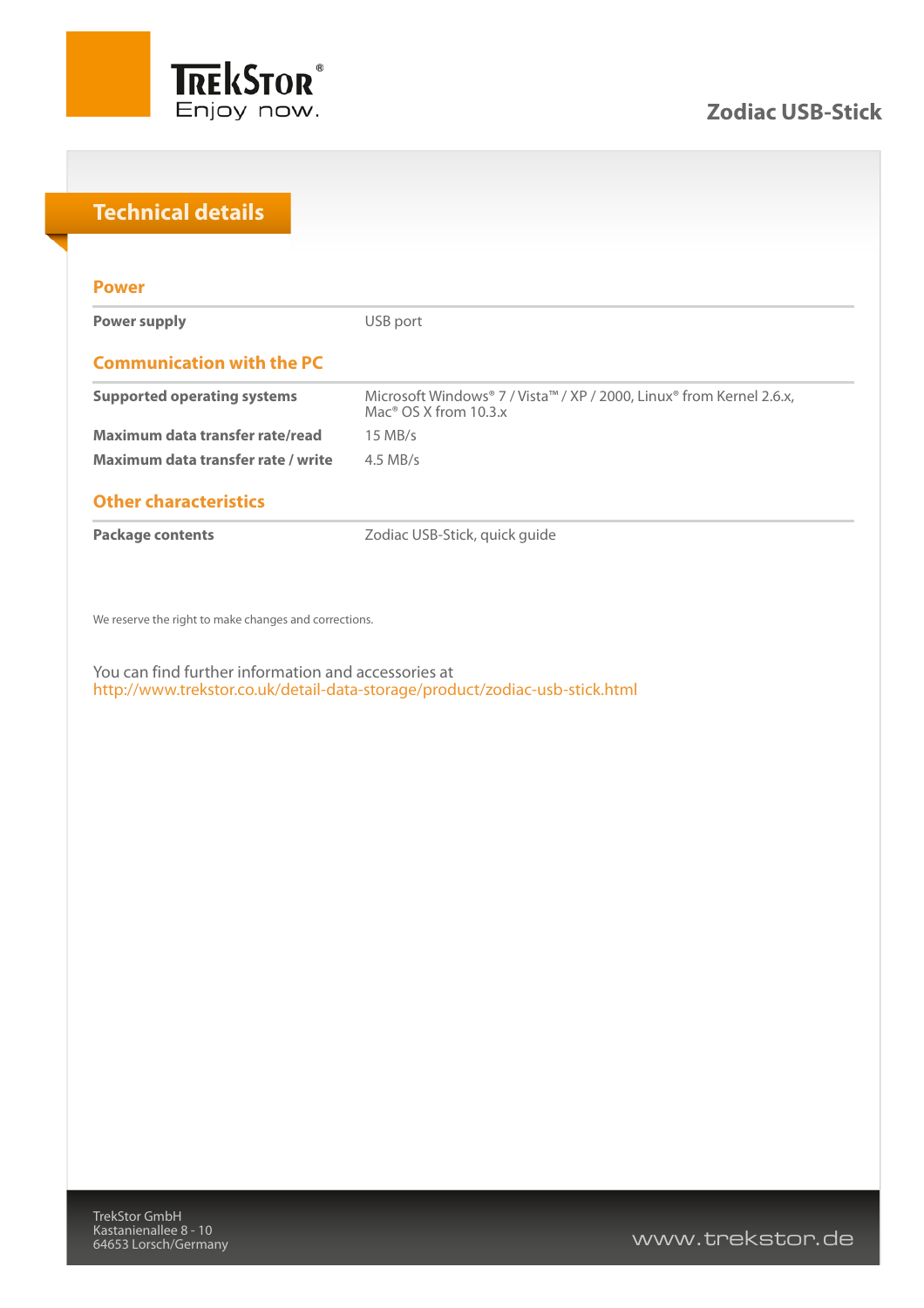# Zodiac USB-Stick

## Technical details

### Power

| | |
|---|---|
| **Power supply** | USB port |

### Communication with the PC

| | |
|---|---|
| **Supported operating systems** | Microsoft Windows® 7 / Vista™ / XP / 2000, Linux® from Kernel 2.6.x, Mac® OS X from 10.3.x |
| **Maximum data transfer rate/read** | 15 MB/s |
| **Maximum data transfer rate / write** | 4.5 MB/s |

### Other characteristics

| | |
|---|---|
| **Package contents** | Zodiac USB-Stick, quick guide |

We reserve the right to make changes and corrections.

You can find further information and accessories at
http://www.trekstor.co.uk/detail-data-storage/product/zodiac-usb-stick.html

TrekStor GmbH
Kastanienallee 8 - 10
64653 Lorsch/Germany

www.trekstor.de